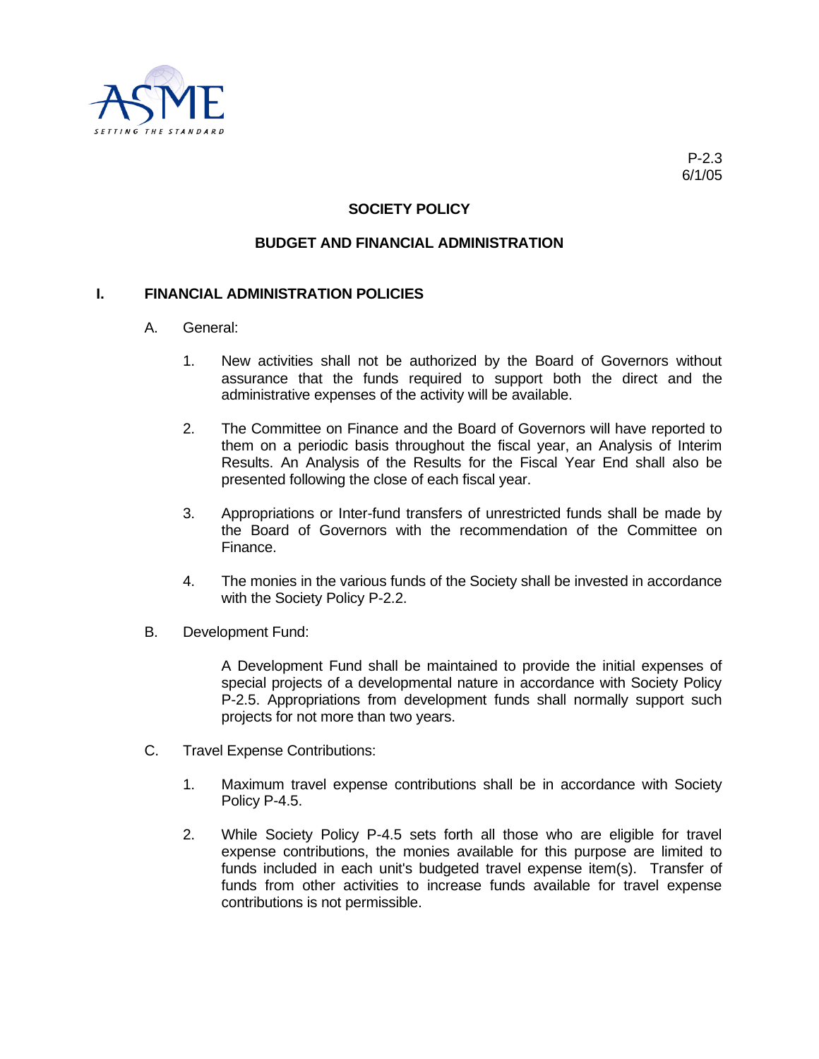P-2.3
6/1/05

# SOCIETY POLICY

## BUDGET AND FINANCIAL ADMINISTRATION

### I. FINANCIAL ADMINISTRATION POLICIES

A. General:

1. New activities shall not be authorized by the Board of Governors without assurance that the funds required to support both the direct and the administrative expenses of the activity will be available.

2. The Committee on Finance and the Board of Governors will have reported to them on a periodic basis throughout the fiscal year, an Analysis of Interim Results. An Analysis of the Results for the Fiscal Year End shall also be presented following the close of each fiscal year.

3. Appropriations or Inter-fund transfers of unrestricted funds shall be made by the Board of Governors with the recommendation of the Committee on Finance.

4. The monies in the various funds of the Society shall be invested in accordance with the Society Policy P-2.2.

B. Development Fund:

A Development Fund shall be maintained to provide the initial expenses of special projects of a developmental nature in accordance with Society Policy P-2.5. Appropriations from development funds shall normally support such projects for not more than two years.

C. Travel Expense Contributions:

1. Maximum travel expense contributions shall be in accordance with Society Policy P-4.5.

2. While Society Policy P-4.5 sets forth all those who are eligible for travel expense contributions, the monies available for this purpose are limited to funds included in each unit's budgeted travel expense item(s). Transfer of funds from other activities to increase funds available for travel expense contributions is not permissible.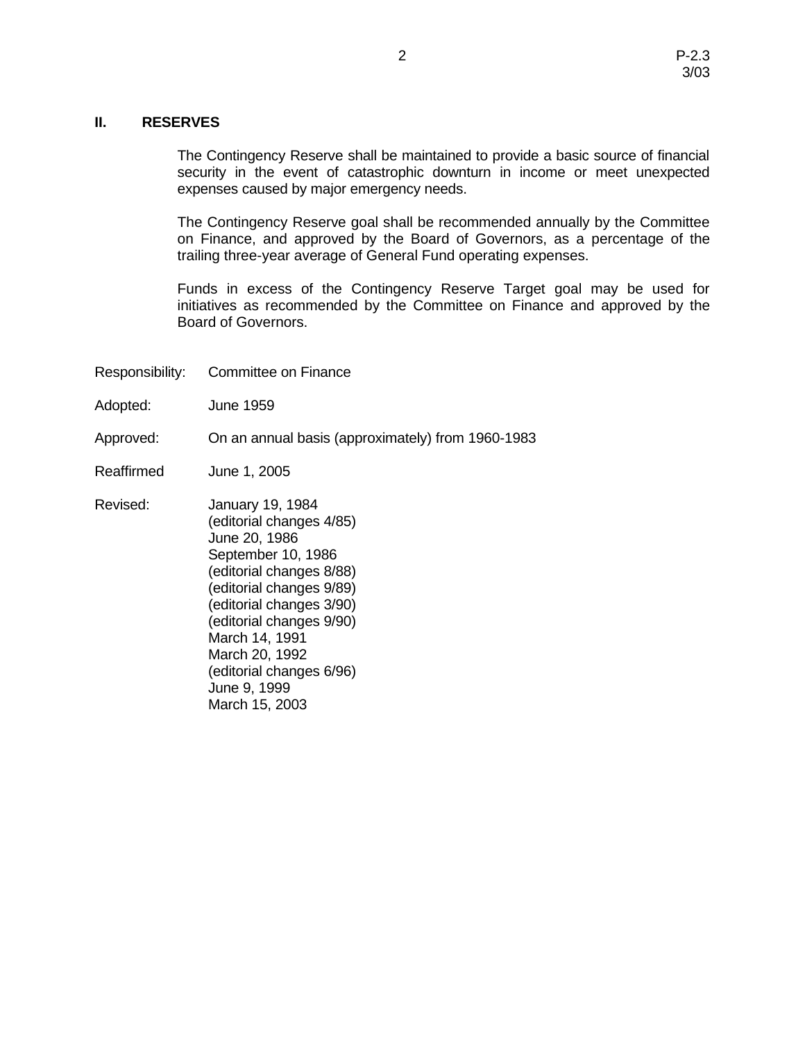## II. RESERVES

The Contingency Reserve shall be maintained to provide a basic source of financial security in the event of catastrophic downturn in income or meet unexpected expenses caused by major emergency needs.

The Contingency Reserve goal shall be recommended annually by the Committee on Finance, and approved by the Board of Governors, as a percentage of the trailing three-year average of General Fund operating expenses.

Funds in excess of the Contingency Reserve Target goal may be used for initiatives as recommended by the Committee on Finance and approved by the Board of Governors.

Responsibility: Committee on Finance

Adopted: June 1959

Approved: On an annual basis (approximately) from 1960-1983

Reaffirmed June 1, 2005

Revised: January 19, 1984
(editorial changes 4/85)
June 20, 1986
September 10, 1986
(editorial changes 8/88)
(editorial changes 9/89)
(editorial changes 3/90)
(editorial changes 9/90)
March 14, 1991
March 20, 1992
(editorial changes 6/96)
June 9, 1999
March 15, 2003